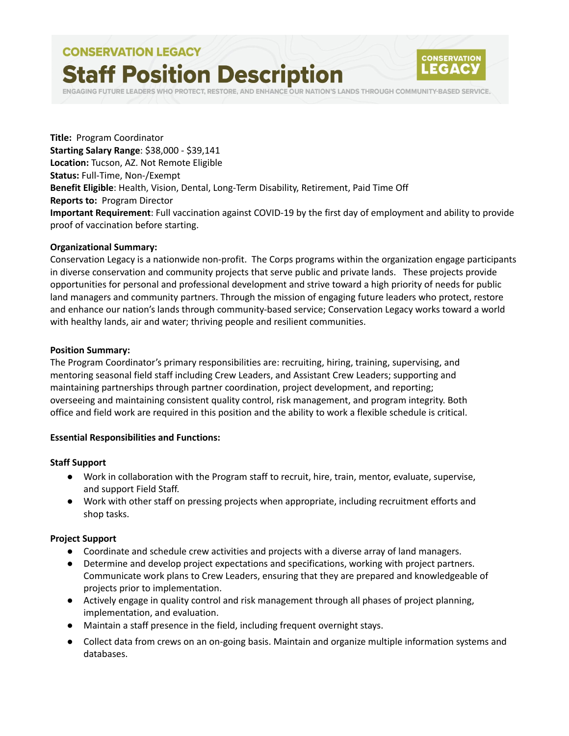CONSERVATION LEGACY

# Staff Position Description

ENGAGING FUTURE LEADERS WHO PROTECT, RESTORE, AND ENHANCE OUR NATION'S LANDS THROUGH COMMUNITY-BASED SERVICE.

**Title:** Program Coordinator
**Starting Salary Range**: $38,000 - $39,141
**Location:** Tucson, AZ. Not Remote Eligible
**Status:** Full-Time, Non-/Exempt
**Benefit Eligible**: Health, Vision, Dental, Long-Term Disability, Retirement, Paid Time Off
**Reports to:** Program Director
**Important Requirement**: Full vaccination against COVID-19 by the first day of employment and ability to provide proof of vaccination before starting.

**Organizational Summary:**
Conservation Legacy is a nationwide non-profit. The Corps programs within the organization engage participants in diverse conservation and community projects that serve public and private lands. These projects provide opportunities for personal and professional development and strive toward a high priority of needs for public land managers and community partners. Through the mission of engaging future leaders who protect, restore and enhance our nation's lands through community-based service; Conservation Legacy works toward a world with healthy lands, air and water; thriving people and resilient communities.

**Position Summary:**
The Program Coordinator's primary responsibilities are: recruiting, hiring, training, supervising, and mentoring seasonal field staff including Crew Leaders, and Assistant Crew Leaders; supporting and maintaining partnerships through partner coordination, project development, and reporting; overseeing and maintaining consistent quality control, risk management, and program integrity. Both office and field work are required in this position and the ability to work a flexible schedule is critical.

**Essential Responsibilities and Functions:**

**Staff Support**

- Work in collaboration with the Program staff to recruit, hire, train, mentor, evaluate, supervise, and support Field Staff.
- Work with other staff on pressing projects when appropriate, including recruitment efforts and shop tasks.

**Project Support**

- Coordinate and schedule crew activities and projects with a diverse array of land managers.
- Determine and develop project expectations and specifications, working with project partners. Communicate work plans to Crew Leaders, ensuring that they are prepared and knowledgeable of projects prior to implementation.
- Actively engage in quality control and risk management through all phases of project planning, implementation, and evaluation.
- Maintain a staff presence in the field, including frequent overnight stays.
- Collect data from crews on an on-going basis. Maintain and organize multiple information systems and databases.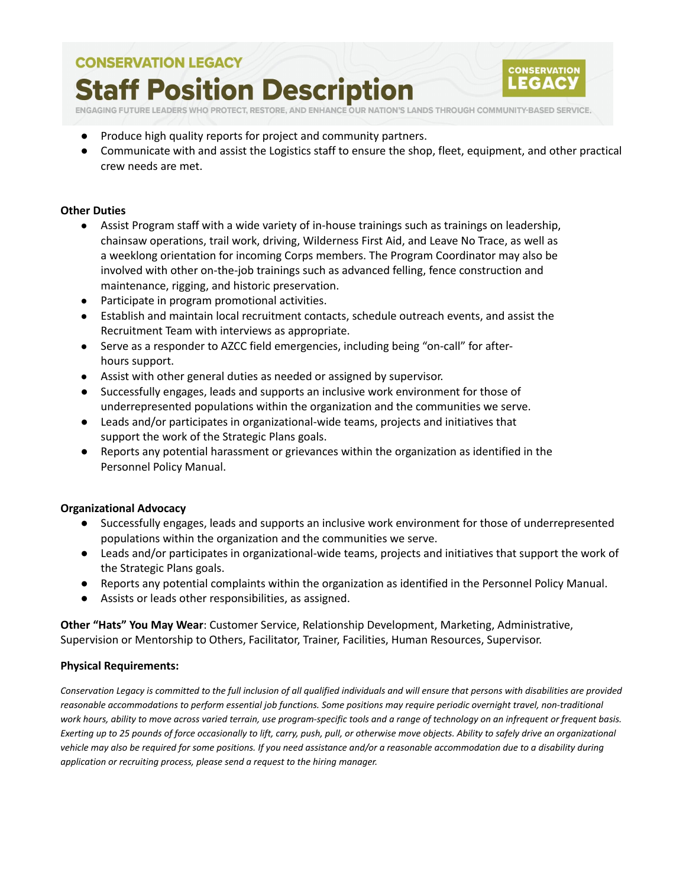- Produce high quality reports for project and community partners.
- Communicate with and assist the Logistics staff to ensure the shop, fleet, equipment, and other practical crew needs are met.

**Other Duties**

- Assist Program staff with a wide variety of in-house trainings such as trainings on leadership, chainsaw operations, trail work, driving, Wilderness First Aid, and Leave No Trace, as well as a weeklong orientation for incoming Corps members. The Program Coordinator may also be involved with other on-the-job trainings such as advanced felling, fence construction and maintenance, rigging, and historic preservation.
- Participate in program promotional activities.
- Establish and maintain local recruitment contacts, schedule outreach events, and assist the Recruitment Team with interviews as appropriate.
- Serve as a responder to AZCC field emergencies, including being "on-call" for after-hours support.
- Assist with other general duties as needed or assigned by supervisor.
- Successfully engages, leads and supports an inclusive work environment for those of underrepresented populations within the organization and the communities we serve.
- Leads and/or participates in organizational-wide teams, projects and initiatives that support the work of the Strategic Plans goals.
- Reports any potential harassment or grievances within the organization as identified in the Personnel Policy Manual.

**Organizational Advocacy**

- Successfully engages, leads and supports an inclusive work environment for those of underrepresented populations within the organization and the communities we serve.
- Leads and/or participates in organizational-wide teams, projects and initiatives that support the work of the Strategic Plans goals.
- Reports any potential complaints within the organization as identified in the Personnel Policy Manual.
- Assists or leads other responsibilities, as assigned.

**Other "Hats" You May Wear**: Customer Service, Relationship Development, Marketing, Administrative, Supervision or Mentorship to Others, Facilitator, Trainer, Facilities, Human Resources, Supervisor.

**Physical Requirements:**

*Conservation Legacy is committed to the full inclusion of all qualified individuals and will ensure that persons with disabilities are provided reasonable accommodations to perform essential job functions. Some positions may require periodic overnight travel, non-traditional work hours, ability to move across varied terrain, use program-specific tools and a range of technology on an infrequent or frequent basis. Exerting up to 25 pounds of force occasionally to lift, carry, push, pull, or otherwise move objects. Ability to safely drive an organizational vehicle may also be required for some positions. If you need assistance and/or a reasonable accommodation due to a disability during application or recruiting process, please send a request to the hiring manager.*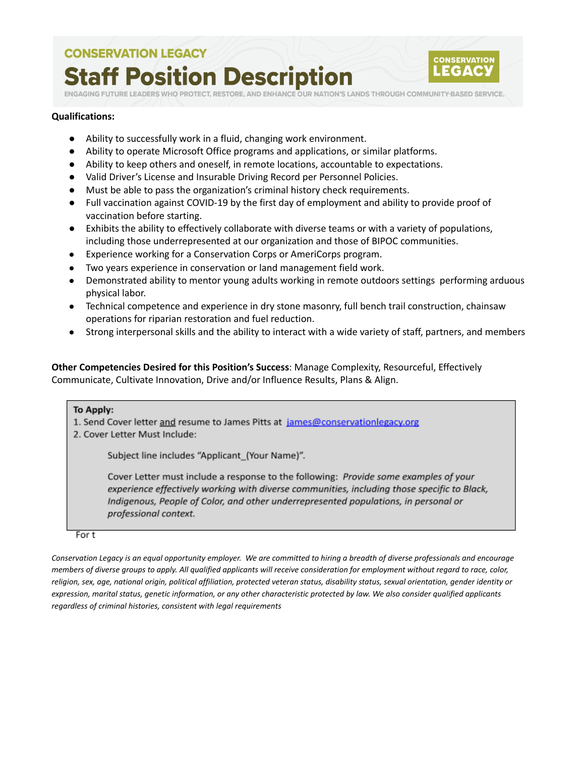**Qualifications:**

- Ability to successfully work in a fluid, changing work environment.
- Ability to operate Microsoft Office programs and applications, or similar platforms.
- Ability to keep others and oneself, in remote locations, accountable to expectations.
- Valid Driver's License and Insurable Driving Record per Personnel Policies.
- Must be able to pass the organization's criminal history check requirements.
- Full vaccination against COVID-19 by the first day of employment and ability to provide proof of vaccination before starting.
- Exhibits the ability to effectively collaborate with diverse teams or with a variety of populations, including those underrepresented at our organization and those of BIPOC communities.
- Experience working for a Conservation Corps or AmeriCorps program.
- Two years experience in conservation or land management field work.
- Demonstrated ability to mentor young adults working in remote outdoors settings performing arduous physical labor.
- Technical competence and experience in dry stone masonry, full bench trail construction, chainsaw operations for riparian restoration and fuel reduction.
- Strong interpersonal skills and the ability to interact with a wide variety of staff, partners, and members

**Other Competencies Desired for this Position's Success**: Manage Complexity, Resourceful, Effectively Communicate, Cultivate Innovation, Drive and/or Influence Results, Plans & Align.

**To Apply:**

1. Send Cover letter and resume to James Pitts at [james@conservationlegacy.org](mailto:james@conservationlegacy.org)
2. Cover Letter Must Include:

   Subject line includes "Applicant_(Your Name)".

   Cover Letter must include a response to the following: *Provide some examples of your experience effectively working with diverse communities, including those specific to Black, Indigenous, People of Color, and other underrepresented populations, in personal or professional context.*

For t

*Conservation Legacy is an equal opportunity employer. We are committed to hiring a breadth of diverse professionals and encourage members of diverse groups to apply. All qualified applicants will receive consideration for employment without regard to race, color, religion, sex, age, national origin, political affiliation, protected veteran status, disability status, sexual orientation, gender identity or expression, marital status, genetic information, or any other characteristic protected by law. We also consider qualified applicants regardless of criminal histories, consistent with legal requirements*